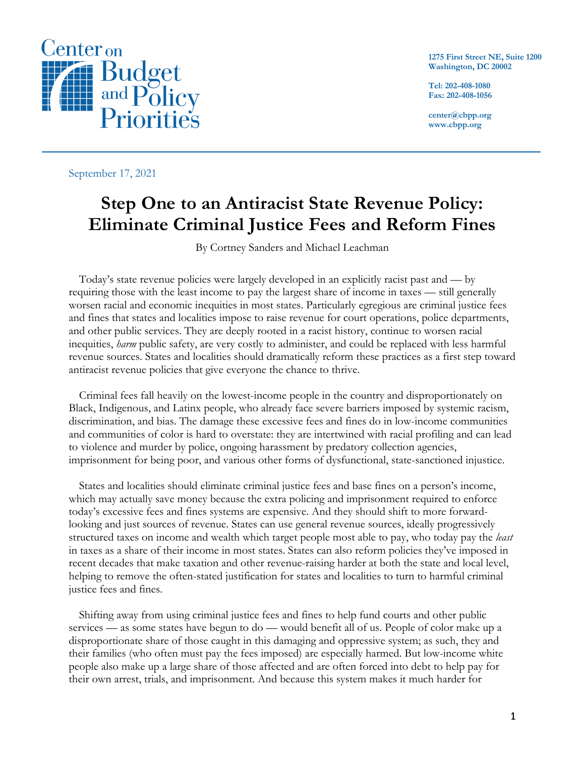Center on Budget and Policy Priorities

1275 First Street NE, Suite 1200
Washington, DC 20002

Tel: 202-408-1080
Fax: 202-408-1056

center@cbpp.org
www.cbpp.org

September 17, 2021

# Step One to an Antiracist State Revenue Policy: Eliminate Criminal Justice Fees and Reform Fines

By Cortney Sanders and Michael Leachman

Today's state revenue policies were largely developed in an explicitly racist past and — by requiring those with the least income to pay the largest share of income in taxes — still generally worsen racial and economic inequities in most states. Particularly egregious are criminal justice fees and fines that states and localities impose to raise revenue for court operations, police departments, and other public services. They are deeply rooted in a racist history, continue to worsen racial inequities, *harm* public safety, are very costly to administer, and could be replaced with less harmful revenue sources. States and localities should dramatically reform these practices as a first step toward antiracist revenue policies that give everyone the chance to thrive.

Criminal fees fall heavily on the lowest-income people in the country and disproportionately on Black, Indigenous, and Latinx people, who already face severe barriers imposed by systemic racism, discrimination, and bias. The damage these excessive fees and fines do in low-income communities and communities of color is hard to overstate: they are intertwined with racial profiling and can lead to violence and murder by police, ongoing harassment by predatory collection agencies, imprisonment for being poor, and various other forms of dysfunctional, state-sanctioned injustice.

States and localities should eliminate criminal justice fees and base fines on a person's income, which may actually save money because the extra policing and imprisonment required to enforce today's excessive fees and fines systems are expensive. And they should shift to more forward-looking and just sources of revenue. States can use general revenue sources, ideally progressively structured taxes on income and wealth which target people most able to pay, who today pay the *least* in taxes as a share of their income in most states. States can also reform policies they've imposed in recent decades that make taxation and other revenue-raising harder at both the state and local level, helping to remove the often-stated justification for states and localities to turn to harmful criminal justice fees and fines.

Shifting away from using criminal justice fees and fines to help fund courts and other public services — as some states have begun to do — would benefit all of us. People of color make up a disproportionate share of those caught in this damaging and oppressive system; as such, they and their families (who often must pay the fees imposed) are especially harmed. But low-income white people also make up a large share of those affected and are often forced into debt to help pay for their own arrest, trials, and imprisonment. And because this system makes it much harder for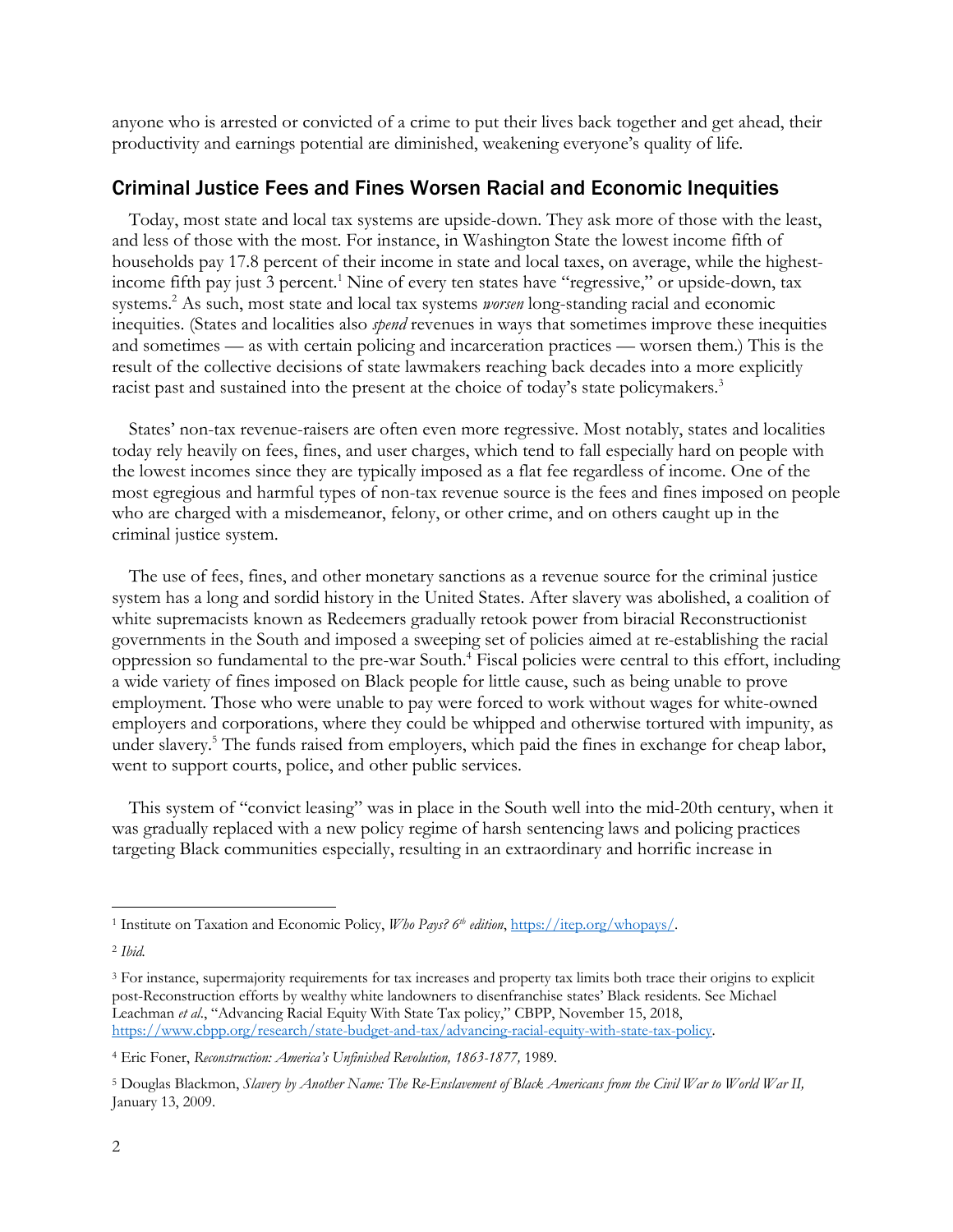anyone who is arrested or convicted of a crime to put their lives back together and get ahead, their productivity and earnings potential are diminished, weakening everyone's quality of life.

## Criminal Justice Fees and Fines Worsen Racial and Economic Inequities

Today, most state and local tax systems are upside-down. They ask more of those with the least, and less of those with the most. For instance, in Washington State the lowest income fifth of households pay 17.8 percent of their income in state and local taxes, on average, while the highest-income fifth pay just 3 percent.[1] Nine of every ten states have "regressive," or upside-down, tax systems.[2] As such, most state and local tax systems *worsen* long-standing racial and economic inequities. (States and localities also *spend* revenues in ways that sometimes improve these inequities and sometimes — as with certain policing and incarceration practices — worsen them.) This is the result of the collective decisions of state lawmakers reaching back decades into a more explicitly racist past and sustained into the present at the choice of today's state policymakers.[3]

States' non-tax revenue-raisers are often even more regressive. Most notably, states and localities today rely heavily on fees, fines, and user charges, which tend to fall especially hard on people with the lowest incomes since they are typically imposed as a flat fee regardless of income. One of the most egregious and harmful types of non-tax revenue source is the fees and fines imposed on people who are charged with a misdemeanor, felony, or other crime, and on others caught up in the criminal justice system.

The use of fees, fines, and other monetary sanctions as a revenue source for the criminal justice system has a long and sordid history in the United States. After slavery was abolished, a coalition of white supremacists known as Redeemers gradually retook power from biracial Reconstructionist governments in the South and imposed a sweeping set of policies aimed at re-establishing the racial oppression so fundamental to the pre-war South.[4] Fiscal policies were central to this effort, including a wide variety of fines imposed on Black people for little cause, such as being unable to prove employment. Those who were unable to pay were forced to work without wages for white-owned employers and corporations, where they could be whipped and otherwise tortured with impunity, as under slavery.[5] The funds raised from employers, which paid the fines in exchange for cheap labor, went to support courts, police, and other public services.

This system of "convict leasing" was in place in the South well into the mid-20th century, when it was gradually replaced with a new policy regime of harsh sentencing laws and policing practices targeting Black communities especially, resulting in an extraordinary and horrific increase in

---

[1] Institute on Taxation and Economic Policy, *Who Pays? 6th edition*, https://itep.org/whopays/.

[2] *Ibid.*

[3] For instance, supermajority requirements for tax increases and property tax limits both trace their origins to explicit post-Reconstruction efforts by wealthy white landowners to disenfranchise states' Black residents. See Michael Leachman *et al*., "Advancing Racial Equity With State Tax policy," CBPP, November 15, 2018, https://www.cbpp.org/research/state-budget-and-tax/advancing-racial-equity-with-state-tax-policy.

[4] Eric Foner, *Reconstruction: America's Unfinished Revolution, 1863-1877,* 1989.

[5] Douglas Blackmon, *Slavery by Another Name: The Re-Enslavement of Black Americans from the Civil War to World War II,* January 13, 2009.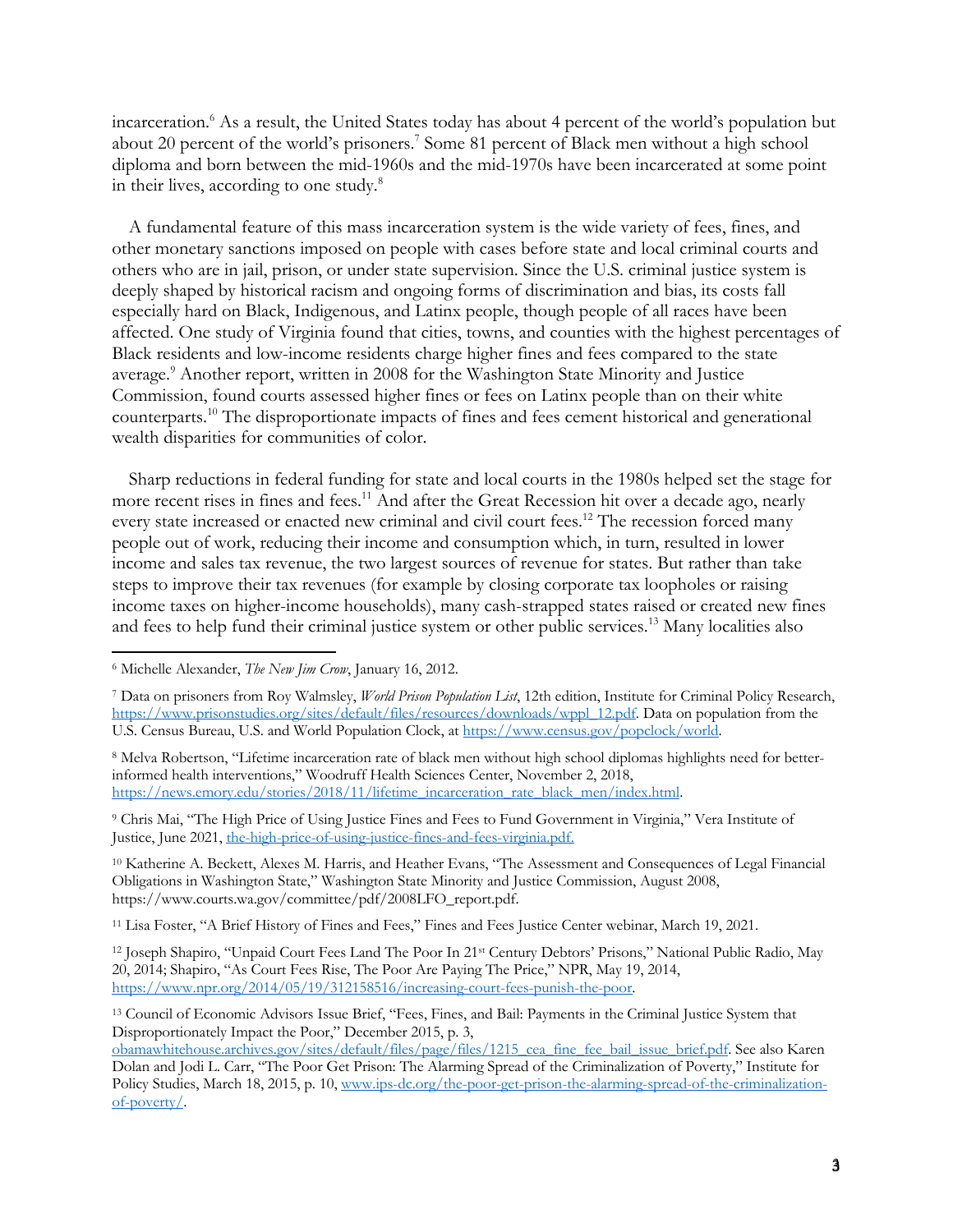incarceration.[6] As a result, the United States today has about 4 percent of the world's population but about 20 percent of the world's prisoners.[7] Some 81 percent of Black men without a high school diploma and born between the mid-1960s and the mid-1970s have been incarcerated at some point in their lives, according to one study.[8]

A fundamental feature of this mass incarceration system is the wide variety of fees, fines, and other monetary sanctions imposed on people with cases before state and local criminal courts and others who are in jail, prison, or under state supervision. Since the U.S. criminal justice system is deeply shaped by historical racism and ongoing forms of discrimination and bias, its costs fall especially hard on Black, Indigenous, and Latinx people, though people of all races have been affected. One study of Virginia found that cities, towns, and counties with the highest percentages of Black residents and low-income residents charge higher fines and fees compared to the state average.[9] Another report, written in 2008 for the Washington State Minority and Justice Commission, found courts assessed higher fines or fees on Latinx people than on their white counterparts.[10] The disproportionate impacts of fines and fees cement historical and generational wealth disparities for communities of color.

Sharp reductions in federal funding for state and local courts in the 1980s helped set the stage for more recent rises in fines and fees.[11] And after the Great Recession hit over a decade ago, nearly every state increased or enacted new criminal and civil court fees.[12] The recession forced many people out of work, reducing their income and consumption which, in turn, resulted in lower income and sales tax revenue, the two largest sources of revenue for states. But rather than take steps to improve their tax revenues (for example by closing corporate tax loopholes or raising income taxes on higher-income households), many cash-strapped states raised or created new fines and fees to help fund their criminal justice system or other public services.[13] Many localities also

---

[6] Michelle Alexander, *The New Jim Crow*, January 16, 2012.

[7] Data on prisoners from Roy Walmsley, *World Prison Population List*, 12th edition, Institute for Criminal Policy Research, https://www.prisonstudies.org/sites/default/files/resources/downloads/wppl_12.pdf. Data on population from the U.S. Census Bureau, U.S. and World Population Clock, at https://www.census.gov/popclock/world.

[8] Melva Robertson, "Lifetime incarceration rate of black men without high school diplomas highlights need for better-informed health interventions," Woodruff Health Sciences Center, November 2, 2018, https://news.emory.edu/stories/2018/11/lifetime_incarceration_rate_black_men/index.html.

[9] Chris Mai, "The High Price of Using Justice Fines and Fees to Fund Government in Virginia," Vera Institute of Justice, June 2021, the-high-price-of-using-justice-fines-and-fees-virginia.pdf.

[10] Katherine A. Beckett, Alexes M. Harris, and Heather Evans, "The Assessment and Consequences of Legal Financial Obligations in Washington State," Washington State Minority and Justice Commission, August 2008, https://www.courts.wa.gov/committee/pdf/2008LFO_report.pdf.

[11] Lisa Foster, "A Brief History of Fines and Fees," Fines and Fees Justice Center webinar, March 19, 2021.

[12] Joseph Shapiro, "Unpaid Court Fees Land The Poor In 21st Century Debtors' Prisons," National Public Radio, May 20, 2014; Shapiro, "As Court Fees Rise, The Poor Are Paying The Price," NPR, May 19, 2014, https://www.npr.org/2014/05/19/312158516/increasing-court-fees-punish-the-poor.

[13] Council of Economic Advisors Issue Brief, "Fees, Fines, and Bail: Payments in the Criminal Justice System that Disproportionately Impact the Poor," December 2015, p. 3, obamawhitehouse.archives.gov/sites/default/files/page/files/1215_cea_fine_fee_bail_issue_brief.pdf. See also Karen Dolan and Jodi L. Carr, "The Poor Get Prison: The Alarming Spread of the Criminalization of Poverty," Institute for Policy Studies, March 18, 2015, p. 10, www.ips-dc.org/the-poor-get-prison-the-alarming-spread-of-the-criminalization-of-poverty/.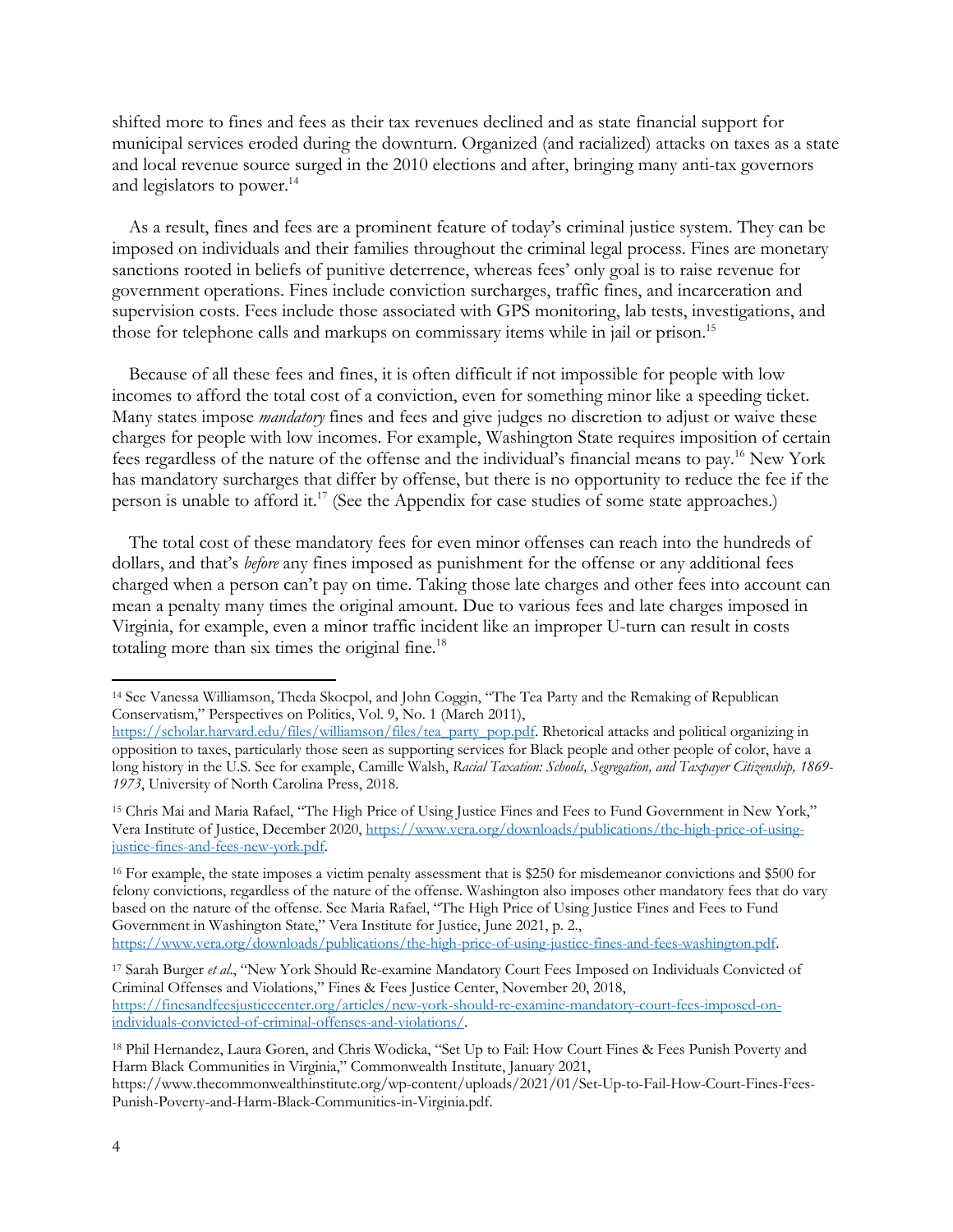shifted more to fines and fees as their tax revenues declined and as state financial support for municipal services eroded during the downturn. Organized (and racialized) attacks on taxes as a state and local revenue source surged in the 2010 elections and after, bringing many anti-tax governors and legislators to power.[14]

As a result, fines and fees are a prominent feature of today's criminal justice system. They can be imposed on individuals and their families throughout the criminal legal process. Fines are monetary sanctions rooted in beliefs of punitive deterrence, whereas fees' only goal is to raise revenue for government operations. Fines include conviction surcharges, traffic fines, and incarceration and supervision costs. Fees include those associated with GPS monitoring, lab tests, investigations, and those for telephone calls and markups on commissary items while in jail or prison.[15]

Because of all these fees and fines, it is often difficult if not impossible for people with low incomes to afford the total cost of a conviction, even for something minor like a speeding ticket. Many states impose *mandatory* fines and fees and give judges no discretion to adjust or waive these charges for people with low incomes. For example, Washington State requires imposition of certain fees regardless of the nature of the offense and the individual's financial means to pay.[16] New York has mandatory surcharges that differ by offense, but there is no opportunity to reduce the fee if the person is unable to afford it.[17] (See the Appendix for case studies of some state approaches.)

The total cost of these mandatory fees for even minor offenses can reach into the hundreds of dollars, and that's *before* any fines imposed as punishment for the offense or any additional fees charged when a person can't pay on time. Taking those late charges and other fees into account can mean a penalty many times the original amount. Due to various fees and late charges imposed in Virginia, for example, even a minor traffic incident like an improper U-turn can result in costs totaling more than six times the original fine.[18]

---

[14] See Vanessa Williamson, Theda Skocpol, and John Coggin, "The Tea Party and the Remaking of Republican Conservatism," Perspectives on Politics, Vol. 9, No. 1 (March 2011), https://scholar.harvard.edu/files/williamson/files/tea_party_pop.pdf. Rhetorical attacks and political organizing in opposition to taxes, particularly those seen as supporting services for Black people and other people of color, have a long history in the U.S. See for example, Camille Walsh, *Racial Taxation: Schools, Segregation, and Taxpayer Citizenship, 1869-1973*, University of North Carolina Press, 2018.

[15] Chris Mai and Maria Rafael, "The High Price of Using Justice Fines and Fees to Fund Government in New York," Vera Institute of Justice, December 2020, https://www.vera.org/downloads/publications/the-high-price-of-using-justice-fines-and-fees-new-york.pdf.

[16] For example, the state imposes a victim penalty assessment that is $250 for misdemeanor convictions and $500 for felony convictions, regardless of the nature of the offense. Washington also imposes other mandatory fees that do vary based on the nature of the offense. See Maria Rafael, "The High Price of Using Justice Fines and Fees to Fund Government in Washington State," Vera Institute for Justice, June 2021, p. 2., https://www.vera.org/downloads/publications/the-high-price-of-using-justice-fines-and-fees-washington.pdf.

[17] Sarah Burger *et al*., "New York Should Re-examine Mandatory Court Fees Imposed on Individuals Convicted of Criminal Offenses and Violations," Fines & Fees Justice Center, November 20, 2018, https://finesandfeesjusticecenter.org/articles/new-york-should-re-examine-mandatory-court-fees-imposed-on-individuals-convicted-of-criminal-offenses-and-violations/.

[18] Phil Hernandez, Laura Goren, and Chris Wodicka, "Set Up to Fail: How Court Fines & Fees Punish Poverty and Harm Black Communities in Virginia," Commonwealth Institute, January 2021, https://www.thecommonwealthinstitute.org/wp-content/uploads/2021/01/Set-Up-to-Fail-How-Court-Fines-Fees-Punish-Poverty-and-Harm-Black-Communities-in-Virginia.pdf.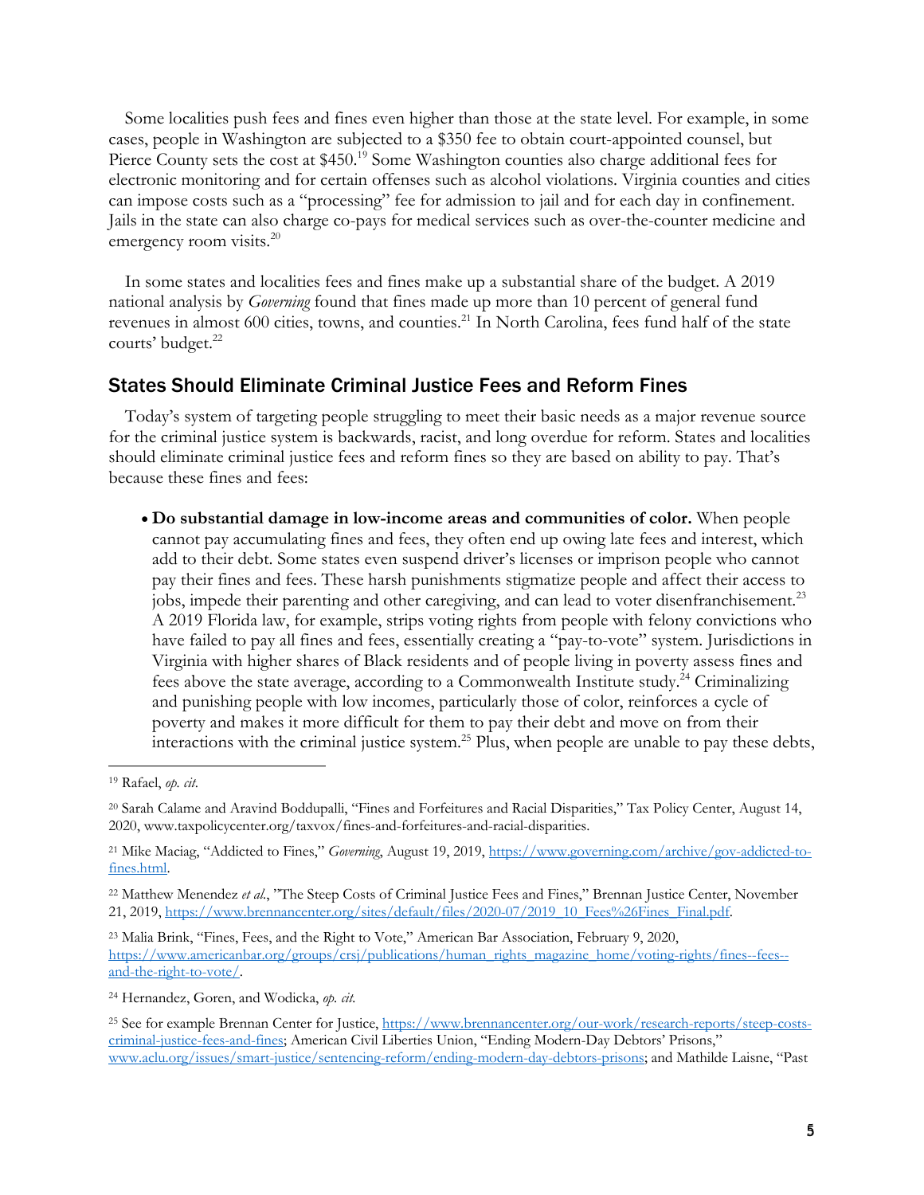Some localities push fees and fines even higher than those at the state level. For example, in some cases, people in Washington are subjected to a $350 fee to obtain court-appointed counsel, but Pierce County sets the cost at $450.[19] Some Washington counties also charge additional fees for electronic monitoring and for certain offenses such as alcohol violations. Virginia counties and cities can impose costs such as a "processing" fee for admission to jail and for each day in confinement. Jails in the state can also charge co-pays for medical services such as over-the-counter medicine and emergency room visits.[20]

In some states and localities fees and fines make up a substantial share of the budget. A 2019 national analysis by *Governing* found that fines made up more than 10 percent of general fund revenues in almost 600 cities, towns, and counties.[21] In North Carolina, fees fund half of the state courts' budget.[22]

## States Should Eliminate Criminal Justice Fees and Reform Fines

Today's system of targeting people struggling to meet their basic needs as a major revenue source for the criminal justice system is backwards, racist, and long overdue for reform. States and localities should eliminate criminal justice fees and reform fines so they are based on ability to pay. That's because these fines and fees:

- **Do substantial damage in low-income areas and communities of color.** When people cannot pay accumulating fines and fees, they often end up owing late fees and interest, which add to their debt. Some states even suspend driver's licenses or imprison people who cannot pay their fines and fees. These harsh punishments stigmatize people and affect their access to jobs, impede their parenting and other caregiving, and can lead to voter disenfranchisement.[23] A 2019 Florida law, for example, strips voting rights from people with felony convictions who have failed to pay all fines and fees, essentially creating a "pay-to-vote" system. Jurisdictions in Virginia with higher shares of Black residents and of people living in poverty assess fines and fees above the state average, according to a Commonwealth Institute study.[24] Criminalizing and punishing people with low incomes, particularly those of color, reinforces a cycle of poverty and makes it more difficult for them to pay their debt and move on from their interactions with the criminal justice system.[25] Plus, when people are unable to pay these debts,

---

[19] Rafael, *op. cit.*

[20] Sarah Calame and Aravind Boddupalli, "Fines and Forfeitures and Racial Disparities," Tax Policy Center, August 14, 2020, www.taxpolicycenter.org/taxvox/fines-and-forfeitures-and-racial-disparities.

[21] Mike Maciag, "Addicted to Fines," *Governing*, August 19, 2019, https://www.governing.com/archive/gov-addicted-to-fines.html.

[22] Matthew Menendez *et al.*, "The Steep Costs of Criminal Justice Fees and Fines," Brennan Justice Center, November 21, 2019, https://www.brennancenter.org/sites/default/files/2020-07/2019_10_Fees%26Fines_Final.pdf.

[23] Malia Brink, "Fines, Fees, and the Right to Vote," American Bar Association, February 9, 2020, https://www.americanbar.org/groups/crsj/publications/human_rights_magazine_home/voting-rights/fines--fees--and-the-right-to-vote/.

[24] Hernandez, Goren, and Wodicka, *op. cit.*

[25] See for example Brennan Center for Justice, https://www.brennancenter.org/our-work/research-reports/steep-costs-criminal-justice-fees-and-fines; American Civil Liberties Union, "Ending Modern-Day Debtors' Prisons," www.aclu.org/issues/smart-justice/sentencing-reform/ending-modern-day-debtors-prisons; and Mathilde Laisne, "Past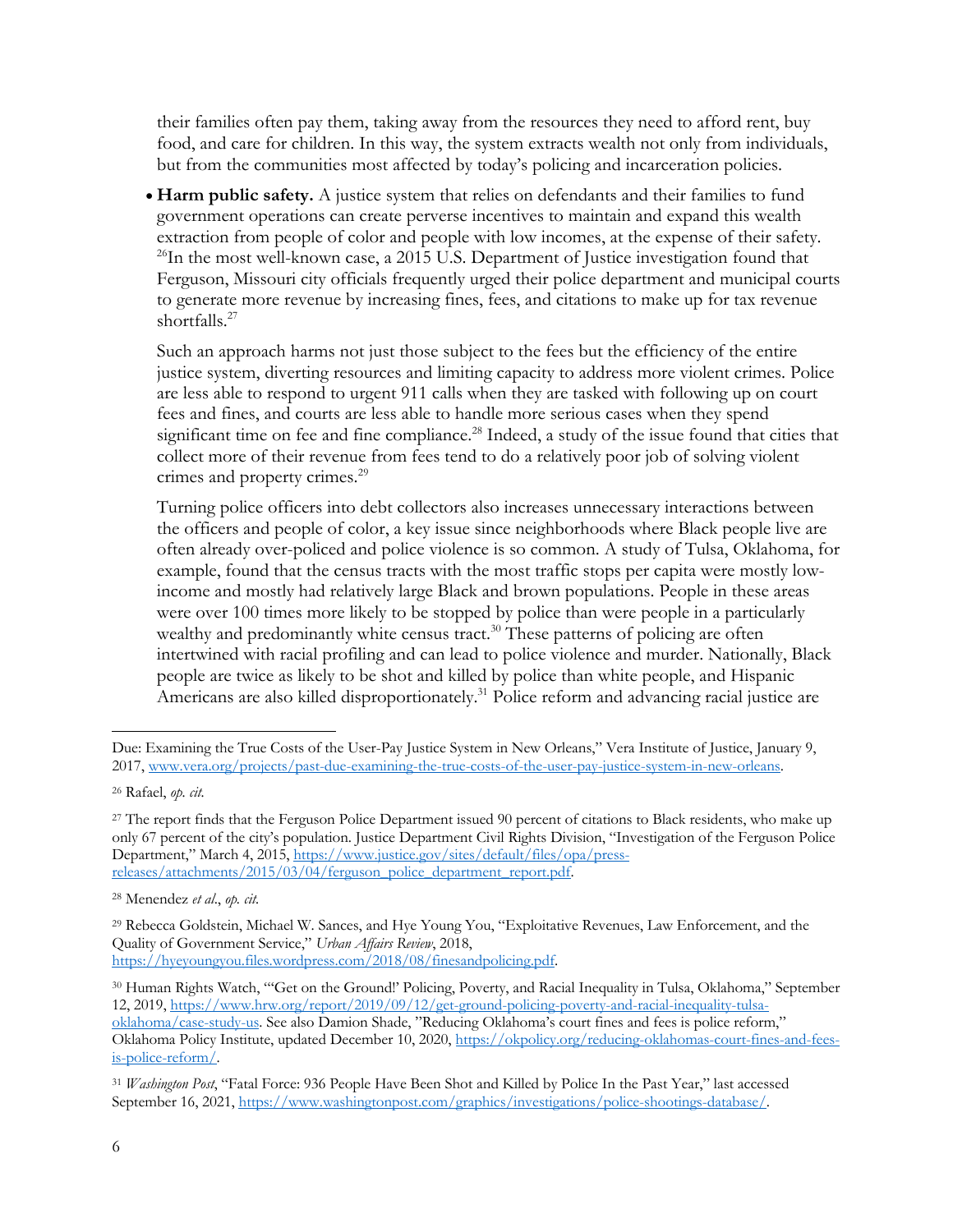their families often pay them, taking away from the resources they need to afford rent, buy food, and care for children. In this way, the system extracts wealth not only from individuals, but from the communities most affected by today's policing and incarceration policies.

- **Harm public safety.** A justice system that relies on defendants and their families to fund government operations can create perverse incentives to maintain and expand this wealth extraction from people of color and people with low incomes, at the expense of their safety. [26]In the most well-known case, a 2015 U.S. Department of Justice investigation found that Ferguson, Missouri city officials frequently urged their police department and municipal courts to generate more revenue by increasing fines, fees, and citations to make up for tax revenue shortfalls.[27]

  Such an approach harms not just those subject to the fees but the efficiency of the entire justice system, diverting resources and limiting capacity to address more violent crimes. Police are less able to respond to urgent 911 calls when they are tasked with following up on court fees and fines, and courts are less able to handle more serious cases when they spend significant time on fee and fine compliance.[28] Indeed, a study of the issue found that cities that collect more of their revenue from fees tend to do a relatively poor job of solving violent crimes and property crimes.[29]

  Turning police officers into debt collectors also increases unnecessary interactions between the officers and people of color, a key issue since neighborhoods where Black people live are often already over-policed and police violence is so common. A study of Tulsa, Oklahoma, for example, found that the census tracts with the most traffic stops per capita were mostly low-income and mostly had relatively large Black and brown populations. People in these areas were over 100 times more likely to be stopped by police than were people in a particularly wealthy and predominantly white census tract.[30] These patterns of policing are often intertwined with racial profiling and can lead to police violence and murder. Nationally, Black people are twice as likely to be shot and killed by police than white people, and Hispanic Americans are also killed disproportionately.[31] Police reform and advancing racial justice are

---

Due: Examining the True Costs of the User-Pay Justice System in New Orleans," Vera Institute of Justice, January 9, 2017, www.vera.org/projects/past-due-examining-the-true-costs-of-the-user-pay-justice-system-in-new-orleans.

[26] Rafael, *op. cit.*

[27] The report finds that the Ferguson Police Department issued 90 percent of citations to Black residents, who make up only 67 percent of the city's population. Justice Department Civil Rights Division, "Investigation of the Ferguson Police Department," March 4, 2015, https://www.justice.gov/sites/default/files/opa/press-releases/attachments/2015/03/04/ferguson_police_department_report.pdf.

[28] Menendez *et al*., *op. cit.*

[29] Rebecca Goldstein, Michael W. Sances, and Hye Young You, "Exploitative Revenues, Law Enforcement, and the Quality of Government Service," *Urban Affairs Review*, 2018, https://hyeyoungyou.files.wordpress.com/2018/08/finesandpolicing.pdf.

[30] Human Rights Watch, "'Get on the Ground!' Policing, Poverty, and Racial Inequality in Tulsa, Oklahoma," September 12, 2019, https://www.hrw.org/report/2019/09/12/get-ground-policing-poverty-and-racial-inequality-tulsa-oklahoma/case-study-us. See also Damion Shade, "Reducing Oklahoma's court fines and fees is police reform," Oklahoma Policy Institute, updated December 10, 2020, https://okpolicy.org/reducing-oklahomas-court-fines-and-fees-is-police-reform/.

[31] *Washington Post*, "Fatal Force: 936 People Have Been Shot and Killed by Police In the Past Year," last accessed September 16, 2021, https://www.washingtonpost.com/graphics/investigations/police-shootings-database/.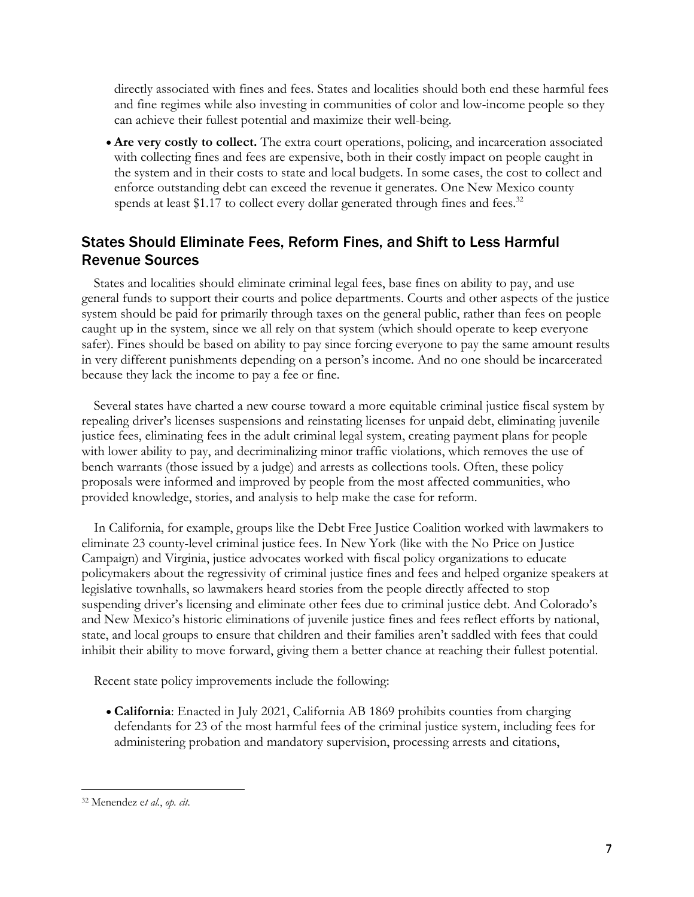directly associated with fines and fees. States and localities should both end these harmful fees and fine regimes while also investing in communities of color and low-income people so they can achieve their fullest potential and maximize their well-being.

- **Are very costly to collect.** The extra court operations, policing, and incarceration associated with collecting fines and fees are expensive, both in their costly impact on people caught in the system and in their costs to state and local budgets. In some cases, the cost to collect and enforce outstanding debt can exceed the revenue it generates. One New Mexico county spends at least $1.17 to collect every dollar generated through fines and fees.[32]

## States Should Eliminate Fees, Reform Fines, and Shift to Less Harmful Revenue Sources

States and localities should eliminate criminal legal fees, base fines on ability to pay, and use general funds to support their courts and police departments. Courts and other aspects of the justice system should be paid for primarily through taxes on the general public, rather than fees on people caught up in the system, since we all rely on that system (which should operate to keep everyone safer). Fines should be based on ability to pay since forcing everyone to pay the same amount results in very different punishments depending on a person's income. And no one should be incarcerated because they lack the income to pay a fee or fine.

Several states have charted a new course toward a more equitable criminal justice fiscal system by repealing driver's licenses suspensions and reinstating licenses for unpaid debt, eliminating juvenile justice fees, eliminating fees in the adult criminal legal system, creating payment plans for people with lower ability to pay, and decriminalizing minor traffic violations, which removes the use of bench warrants (those issued by a judge) and arrests as collections tools. Often, these policy proposals were informed and improved by people from the most affected communities, who provided knowledge, stories, and analysis to help make the case for reform.

In California, for example, groups like the Debt Free Justice Coalition worked with lawmakers to eliminate 23 county-level criminal justice fees. In New York (like with the No Price on Justice Campaign) and Virginia, justice advocates worked with fiscal policy organizations to educate policymakers about the regressivity of criminal justice fines and fees and helped organize speakers at legislative townhalls, so lawmakers heard stories from the people directly affected to stop suspending driver's licensing and eliminate other fees due to criminal justice debt. And Colorado's and New Mexico's historic eliminations of juvenile justice fines and fees reflect efforts by national, state, and local groups to ensure that children and their families aren't saddled with fees that could inhibit their ability to move forward, giving them a better chance at reaching their fullest potential.

Recent state policy improvements include the following:

- **California**: Enacted in July 2021, California AB 1869 prohibits counties from charging defendants for 23 of the most harmful fees of the criminal justice system, including fees for administering probation and mandatory supervision, processing arrests and citations,

---

[32] Menendez e*t al.*, *op. cit*.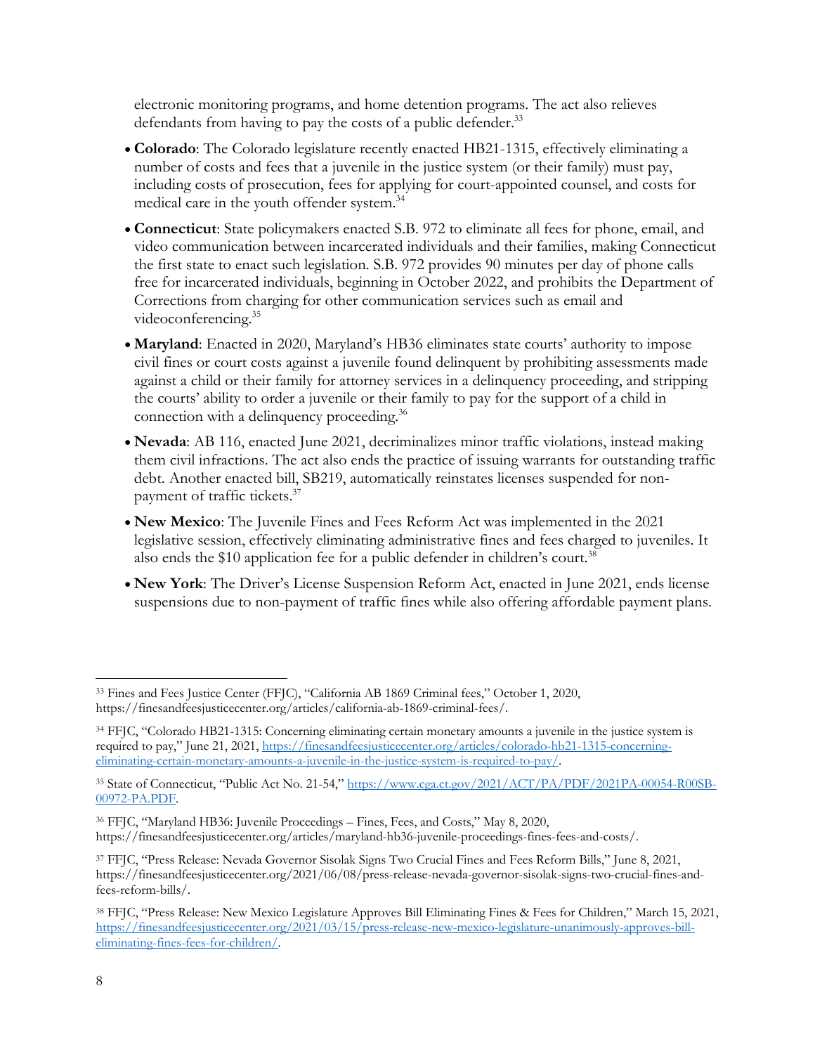electronic monitoring programs, and home detention programs. The act also relieves defendants from having to pay the costs of a public defender.[33]

- **Colorado**: The Colorado legislature recently enacted HB21-1315, effectively eliminating a number of costs and fees that a juvenile in the justice system (or their family) must pay, including costs of prosecution, fees for applying for court-appointed counsel, and costs for medical care in the youth offender system.[34]
- **Connecticut**: State policymakers enacted S.B. 972 to eliminate all fees for phone, email, and video communication between incarcerated individuals and their families, making Connecticut the first state to enact such legislation. S.B. 972 provides 90 minutes per day of phone calls free for incarcerated individuals, beginning in October 2022, and prohibits the Department of Corrections from charging for other communication services such as email and videoconferencing.[35]
- **Maryland**: Enacted in 2020, Maryland's HB36 eliminates state courts' authority to impose civil fines or court costs against a juvenile found delinquent by prohibiting assessments made against a child or their family for attorney services in a delinquency proceeding, and stripping the courts' ability to order a juvenile or their family to pay for the support of a child in connection with a delinquency proceeding.[36]
- **Nevada**: AB 116, enacted June 2021, decriminalizes minor traffic violations, instead making them civil infractions. The act also ends the practice of issuing warrants for outstanding traffic debt. Another enacted bill, SB219, automatically reinstates licenses suspended for non-payment of traffic tickets.[37]
- **New Mexico**: The Juvenile Fines and Fees Reform Act was implemented in the 2021 legislative session, effectively eliminating administrative fines and fees charged to juveniles. It also ends the $10 application fee for a public defender in children's court.[38]
- **New York**: The Driver's License Suspension Reform Act, enacted in June 2021, ends license suspensions due to non-payment of traffic fines while also offering affordable payment plans.

---

[33] Fines and Fees Justice Center (FFJC), "California AB 1869 Criminal fees," October 1, 2020, https://finesandfeesjusticecenter.org/articles/california-ab-1869-criminal-fees/.

[34] FFJC, "Colorado HB21-1315: Concerning eliminating certain monetary amounts a juvenile in the justice system is required to pay," June 21, 2021, https://finesandfeesjusticecenter.org/articles/colorado-hb21-1315-concerning-eliminating-certain-monetary-amounts-a-juvenile-in-the-justice-system-is-required-to-pay/.

[35] State of Connecticut, "Public Act No. 21-54," https://www.cga.ct.gov/2021/ACT/PA/PDF/2021PA-00054-R00SB-00972-PA.PDF.

[36] FFJC, "Maryland HB36: Juvenile Proceedings – Fines, Fees, and Costs," May 8, 2020, https://finesandfeesjusticecenter.org/articles/maryland-hb36-juvenile-proceedings-fines-fees-and-costs/.

[37] FFJC, "Press Release: Nevada Governor Sisolak Signs Two Crucial Fines and Fees Reform Bills," June 8, 2021, https://finesandfeesjusticecenter.org/2021/06/08/press-release-nevada-governor-sisolak-signs-two-crucial-fines-and-fees-reform-bills/.

[38] FFJC, "Press Release: New Mexico Legislature Approves Bill Eliminating Fines & Fees for Children," March 15, 2021, https://finesandfeesjusticecenter.org/2021/03/15/press-release-new-mexico-legislature-unanimously-approves-bill-eliminating-fines-fees-for-children/.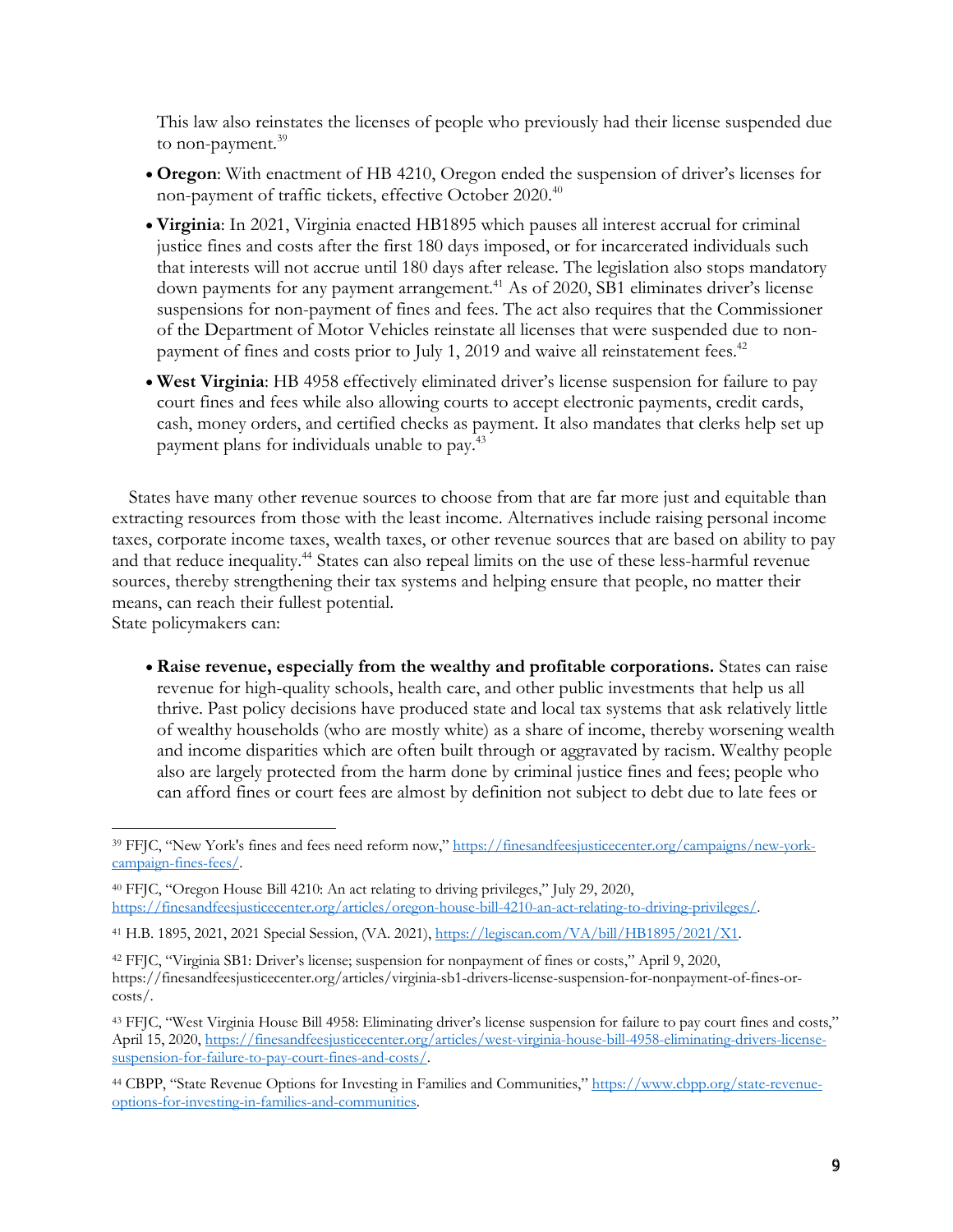This law also reinstates the licenses of people who previously had their license suspended due to non-payment.[39]

- **Oregon**: With enactment of HB 4210, Oregon ended the suspension of driver's licenses for non-payment of traffic tickets, effective October 2020.[40]
- **Virginia**: In 2021, Virginia enacted HB1895 which pauses all interest accrual for criminal justice fines and costs after the first 180 days imposed, or for incarcerated individuals such that interests will not accrue until 180 days after release. The legislation also stops mandatory down payments for any payment arrangement.[41] As of 2020, SB1 eliminates driver's license suspensions for non-payment of fines and fees. The act also requires that the Commissioner of the Department of Motor Vehicles reinstate all licenses that were suspended due to non-payment of fines and costs prior to July 1, 2019 and waive all reinstatement fees.[42]
- **West Virginia**: HB 4958 effectively eliminated driver's license suspension for failure to pay court fines and fees while also allowing courts to accept electronic payments, credit cards, cash, money orders, and certified checks as payment. It also mandates that clerks help set up payment plans for individuals unable to pay.[43]

States have many other revenue sources to choose from that are far more just and equitable than extracting resources from those with the least income. Alternatives include raising personal income taxes, corporate income taxes, wealth taxes, or other revenue sources that are based on ability to pay and that reduce inequality.[44] States can also repeal limits on the use of these less-harmful revenue sources, thereby strengthening their tax systems and helping ensure that people, no matter their means, can reach their fullest potential.
State policymakers can:

- **Raise revenue, especially from the wealthy and profitable corporations.** States can raise revenue for high-quality schools, health care, and other public investments that help us all thrive. Past policy decisions have produced state and local tax systems that ask relatively little of wealthy households (who are mostly white) as a share of income, thereby worsening wealth and income disparities which are often built through or aggravated by racism. Wealthy people also are largely protected from the harm done by criminal justice fines and fees; people who can afford fines or court fees are almost by definition not subject to debt due to late fees or

---

[39] FFJC, "New York's fines and fees need reform now," https://finesandfeesjusticecenter.org/campaigns/new-york-campaign-fines-fees/.

[40] FFJC, "Oregon House Bill 4210: An act relating to driving privileges," July 29, 2020, https://finesandfeesjusticecenter.org/articles/oregon-house-bill-4210-an-act-relating-to-driving-privileges/.

[41] H.B. 1895, 2021, 2021 Special Session, (VA. 2021), https://legiscan.com/VA/bill/HB1895/2021/X1.

[42] FFJC, "Virginia SB1: Driver's license; suspension for nonpayment of fines or costs," April 9, 2020, https://finesandfeesjusticecenter.org/articles/virginia-sb1-drivers-license-suspension-for-nonpayment-of-fines-or-costs/.

[43] FFJC, "West Virginia House Bill 4958: Eliminating driver's license suspension for failure to pay court fines and costs," April 15, 2020, https://finesandfeesjusticecenter.org/articles/west-virginia-house-bill-4958-eliminating-drivers-license-suspension-for-failure-to-pay-court-fines-and-costs/.

[44] CBPP, "State Revenue Options for Investing in Families and Communities," https://www.cbpp.org/state-revenue-options-for-investing-in-families-and-communities.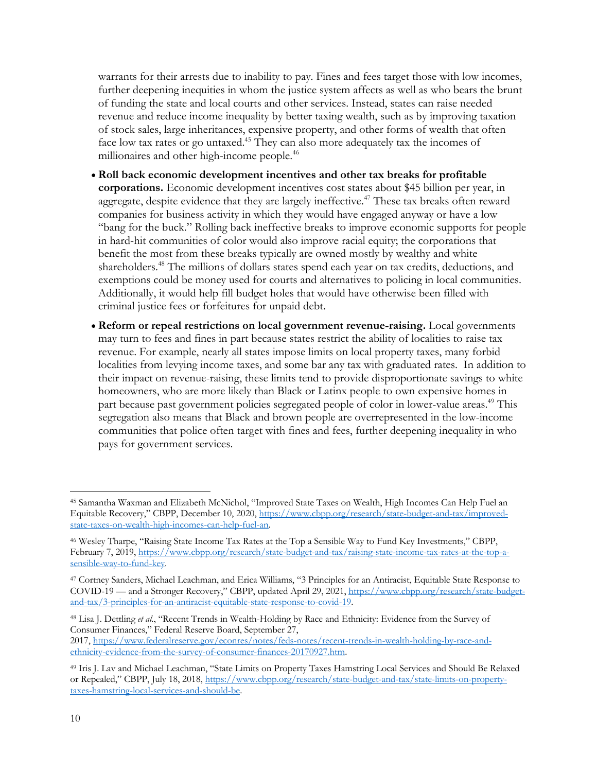warrants for their arrests due to inability to pay. Fines and fees target those with low incomes, further deepening inequities in whom the justice system affects as well as who bears the brunt of funding the state and local courts and other services. Instead, states can raise needed revenue and reduce income inequality by better taxing wealth, such as by improving taxation of stock sales, large inheritances, expensive property, and other forms of wealth that often face low tax rates or go untaxed.[45] They can also more adequately tax the incomes of millionaires and other high-income people.[46]

- **Roll back economic development incentives and other tax breaks for profitable corporations.** Economic development incentives cost states about $45 billion per year, in aggregate, despite evidence that they are largely ineffective.[47] These tax breaks often reward companies for business activity in which they would have engaged anyway or have a low "bang for the buck." Rolling back ineffective breaks to improve economic supports for people in hard-hit communities of color would also improve racial equity; the corporations that benefit the most from these breaks typically are owned mostly by wealthy and white shareholders.[48] The millions of dollars states spend each year on tax credits, deductions, and exemptions could be money used for courts and alternatives to policing in local communities. Additionally, it would help fill budget holes that would have otherwise been filled with criminal justice fees or forfeitures for unpaid debt.
- **Reform or repeal restrictions on local government revenue-raising.** Local governments may turn to fees and fines in part because states restrict the ability of localities to raise tax revenue. For example, nearly all states impose limits on local property taxes, many forbid localities from levying income taxes, and some bar any tax with graduated rates. In addition to their impact on revenue-raising, these limits tend to provide disproportionate savings to white homeowners, who are more likely than Black or Latinx people to own expensive homes in part because past government policies segregated people of color in lower-value areas.[49] This segregation also means that Black and brown people are overrepresented in the low-income communities that police often target with fines and fees, further deepening inequality in who pays for government services.

---

[45] Samantha Waxman and Elizabeth McNichol, "Improved State Taxes on Wealth, High Incomes Can Help Fuel an Equitable Recovery," CBPP, December 10, 2020, https://www.cbpp.org/research/state-budget-and-tax/improved-state-taxes-on-wealth-high-incomes-can-help-fuel-an.

[46] Wesley Tharpe, "Raising State Income Tax Rates at the Top a Sensible Way to Fund Key Investments," CBPP, February 7, 2019, https://www.cbpp.org/research/state-budget-and-tax/raising-state-income-tax-rates-at-the-top-a-sensible-way-to-fund-key.

[47] Cortney Sanders, Michael Leachman, and Erica Williams, "3 Principles for an Antiracist, Equitable State Response to COVID-19 — and a Stronger Recovery," CBPP, updated April 29, 2021, https://www.cbpp.org/research/state-budget-and-tax/3-principles-for-an-antiracist-equitable-state-response-to-covid-19.

[48] Lisa J. Dettling *et al.*, "Recent Trends in Wealth-Holding by Race and Ethnicity: Evidence from the Survey of Consumer Finances," Federal Reserve Board, September 27, 2017, https://www.federalreserve.gov/econres/notes/feds-notes/recent-trends-in-wealth-holding-by-race-and-ethnicity-evidence-from-the-survey-of-consumer-finances-20170927.htm.

[49] Iris J. Lav and Michael Leachman, "State Limits on Property Taxes Hamstring Local Services and Should Be Relaxed or Repealed," CBPP, July 18, 2018, https://www.cbpp.org/research/state-budget-and-tax/state-limits-on-property-taxes-hamstring-local-services-and-should-be.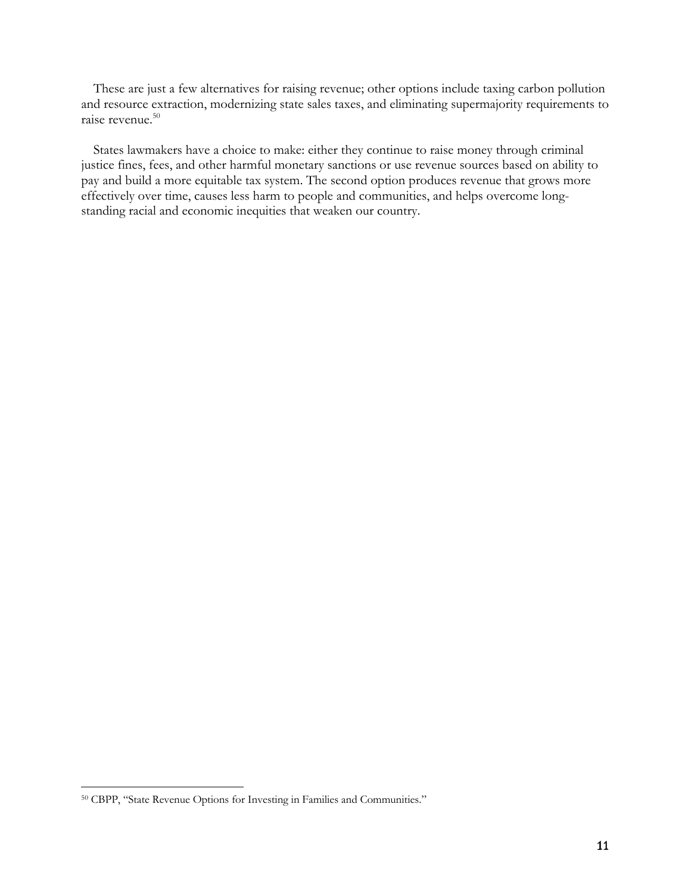These are just a few alternatives for raising revenue; other options include taxing carbon pollution and resource extraction, modernizing state sales taxes, and eliminating supermajority requirements to raise revenue.[50]

States lawmakers have a choice to make: either they continue to raise money through criminal justice fines, fees, and other harmful monetary sanctions or use revenue sources based on ability to pay and build a more equitable tax system. The second option produces revenue that grows more effectively over time, causes less harm to people and communities, and helps overcome long-standing racial and economic inequities that weaken our country.

---

[50] CBPP, "State Revenue Options for Investing in Families and Communities."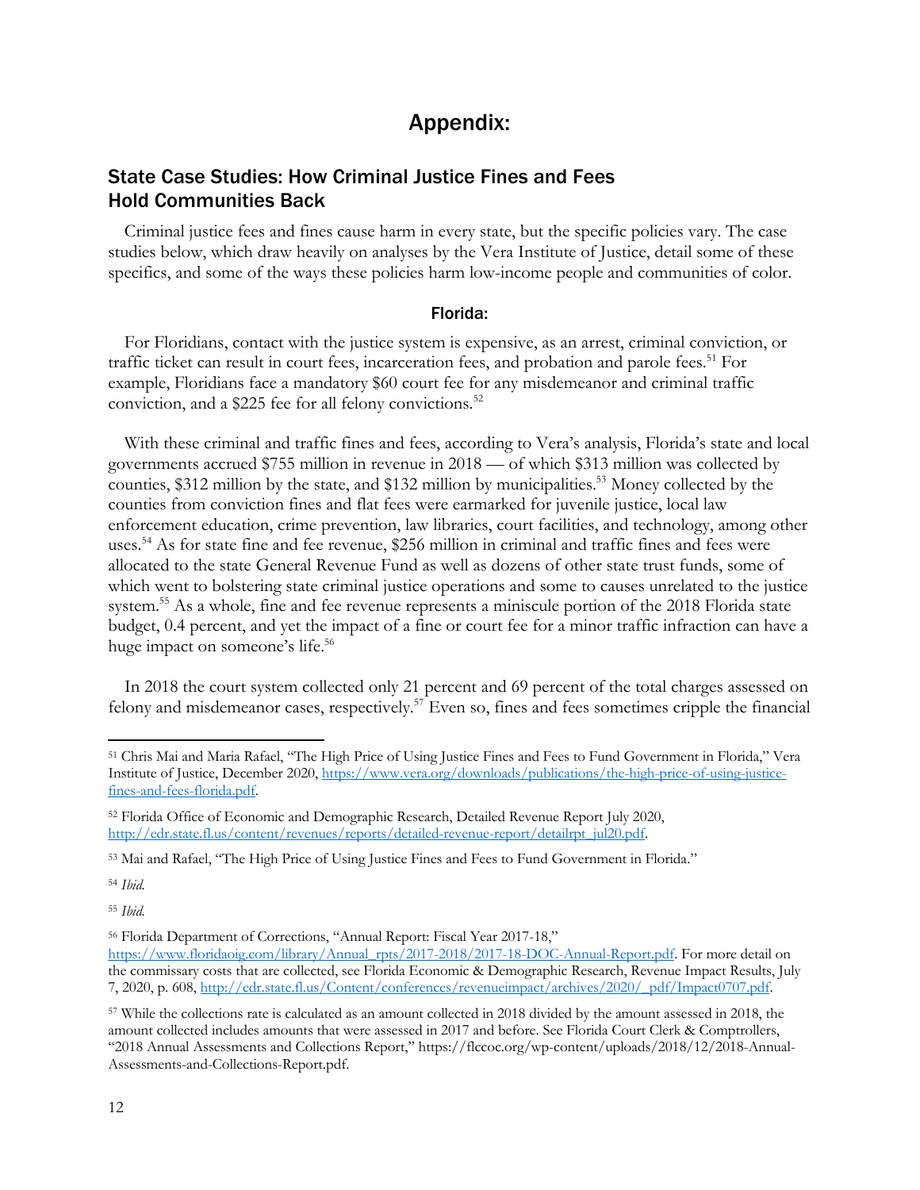# Appendix:

## State Case Studies: How Criminal Justice Fines and Fees Hold Communities Back

Criminal justice fees and fines cause harm in every state, but the specific policies vary. The case studies below, which draw heavily on analyses by the Vera Institute of Justice, detail some of these specifics, and some of the ways these policies harm low-income people and communities of color.

### Florida:

For Floridians, contact with the justice system is expensive, as an arrest, criminal conviction, or traffic ticket can result in court fees, incarceration fees, and probation and parole fees.[51] For example, Floridians face a mandatory $60 court fee for any misdemeanor and criminal traffic conviction, and a $225 fee for all felony convictions.[52]

With these criminal and traffic fines and fees, according to Vera's analysis, Florida's state and local governments accrued $755 million in revenue in 2018 — of which $313 million was collected by counties, $312 million by the state, and $132 million by municipalities.[53] Money collected by the counties from conviction fines and flat fees were earmarked for juvenile justice, local law enforcement education, crime prevention, law libraries, court facilities, and technology, among other uses.[54] As for state fine and fee revenue, $256 million in criminal and traffic fines and fees were allocated to the state General Revenue Fund as well as dozens of other state trust funds, some of which went to bolstering state criminal justice operations and some to causes unrelated to the justice system.[55] As a whole, fine and fee revenue represents a miniscule portion of the 2018 Florida state budget, 0.4 percent, and yet the impact of a fine or court fee for a minor traffic infraction can have a huge impact on someone's life.[56]

In 2018 the court system collected only 21 percent and 69 percent of the total charges assessed on felony and misdemeanor cases, respectively.[57] Even so, fines and fees sometimes cripple the financial

---

[51] Chris Mai and Maria Rafael, "The High Price of Using Justice Fines and Fees to Fund Government in Florida," Vera Institute of Justice, December 2020, https://www.vera.org/downloads/publications/the-high-price-of-using-justice-fines-and-fees-florida.pdf.

[52] Florida Office of Economic and Demographic Research, Detailed Revenue Report July 2020, http://edr.state.fl.us/content/revenues/reports/detailed-revenue-report/detailrpt_jul20.pdf.

[53] Mai and Rafael, "The High Price of Using Justice Fines and Fees to Fund Government in Florida."

[54] *Ibid.*

[55] *Ibid.*

[56] Florida Department of Corrections, "Annual Report: Fiscal Year 2017-18," https://www.floridaoig.com/library/Annual_rpts/2017-2018/2017-18-DOC-Annual-Report.pdf. For more detail on the commissary costs that are collected, see Florida Economic & Demographic Research, Revenue Impact Results, July 7, 2020, p. 608, http://edr.state.fl.us/Content/conferences/revenueimpact/archives/2020/_pdf/Impact0707.pdf.

[57] While the collections rate is calculated as an amount collected in 2018 divided by the amount assessed in 2018, the amount collected includes amounts that were assessed in 2017 and before. See Florida Court Clerk & Comptrollers, "2018 Annual Assessments and Collections Report," https://flccoc.org/wp-content/uploads/2018/12/2018-Annual-Assessments-and-Collections-Report.pdf.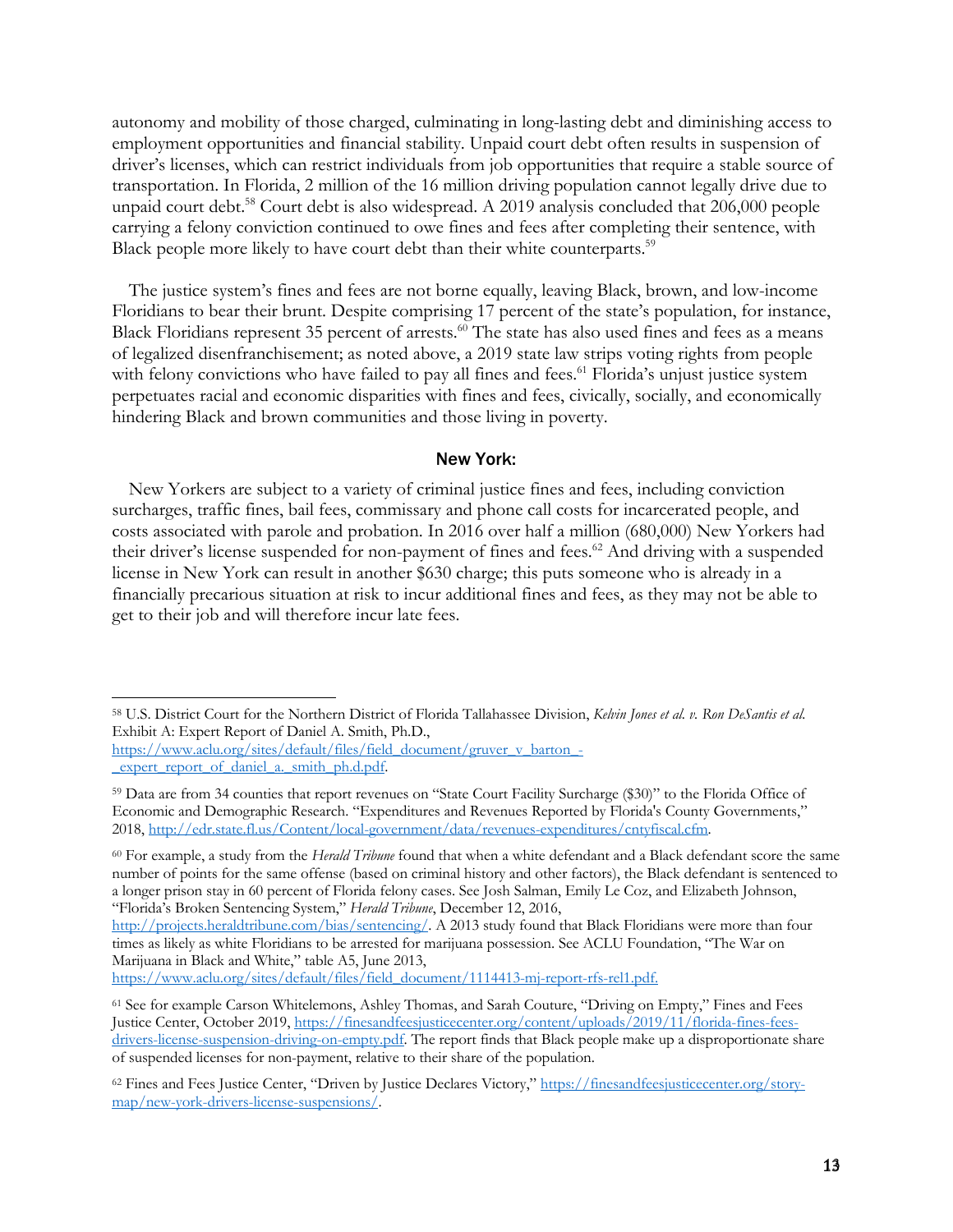autonomy and mobility of those charged, culminating in long-lasting debt and diminishing access to employment opportunities and financial stability. Unpaid court debt often results in suspension of driver's licenses, which can restrict individuals from job opportunities that require a stable source of transportation. In Florida, 2 million of the 16 million driving population cannot legally drive due to unpaid court debt.[58] Court debt is also widespread. A 2019 analysis concluded that 206,000 people carrying a felony conviction continued to owe fines and fees after completing their sentence, with Black people more likely to have court debt than their white counterparts.[59]

The justice system's fines and fees are not borne equally, leaving Black, brown, and low-income Floridians to bear their brunt. Despite comprising 17 percent of the state's population, for instance, Black Floridians represent 35 percent of arrests.[60] The state has also used fines and fees as a means of legalized disenfranchisement; as noted above, a 2019 state law strips voting rights from people with felony convictions who have failed to pay all fines and fees.[61] Florida's unjust justice system perpetuates racial and economic disparities with fines and fees, civically, socially, and economically hindering Black and brown communities and those living in poverty.

### New York:

New Yorkers are subject to a variety of criminal justice fines and fees, including conviction surcharges, traffic fines, bail fees, commissary and phone call costs for incarcerated people, and costs associated with parole and probation. In 2016 over half a million (680,000) New Yorkers had their driver's license suspended for non-payment of fines and fees.[62] And driving with a suspended license in New York can result in another $630 charge; this puts someone who is already in a financially precarious situation at risk to incur additional fines and fees, as they may not be able to get to their job and will therefore incur late fees.

---

[58] U.S. District Court for the Northern District of Florida Tallahassee Division, *Kelvin Jones et al. v. Ron DeSantis et al.* Exhibit A: Expert Report of Daniel A. Smith, Ph.D., https://www.aclu.org/sites/default/files/field_document/gruver_v_barton_-_expert_report_of_daniel_a._smith_ph.d.pdf.

[59] Data are from 34 counties that report revenues on "State Court Facility Surcharge ($30)" to the Florida Office of Economic and Demographic Research. "Expenditures and Revenues Reported by Florida's County Governments," 2018, http://edr.state.fl.us/Content/local-government/data/revenues-expenditures/cntyfiscal.cfm.

[60] For example, a study from the *Herald Tribune* found that when a white defendant and a Black defendant score the same number of points for the same offense (based on criminal history and other factors), the Black defendant is sentenced to a longer prison stay in 60 percent of Florida felony cases. See Josh Salman, Emily Le Coz, and Elizabeth Johnson, "Florida's Broken Sentencing System," *Herald Tribune*, December 12, 2016, http://projects.heraldtribune.com/bias/sentencing/. A 2013 study found that Black Floridians were more than four times as likely as white Floridians to be arrested for marijuana possession. See ACLU Foundation, "The War on Marijuana in Black and White," table A5, June 2013, https://www.aclu.org/sites/default/files/field_document/1114413-mj-report-rfs-rel1.pdf.

[61] See for example Carson Whitelemons, Ashley Thomas, and Sarah Couture, "Driving on Empty," Fines and Fees Justice Center, October 2019, https://finesandfeesjusticecenter.org/content/uploads/2019/11/florida-fines-fees-drivers-license-suspension-driving-on-empty.pdf. The report finds that Black people make up a disproportionate share of suspended licenses for non-payment, relative to their share of the population.

[62] Fines and Fees Justice Center, "Driven by Justice Declares Victory," https://finesandfeesjusticecenter.org/story-map/new-york-drivers-license-suspensions/.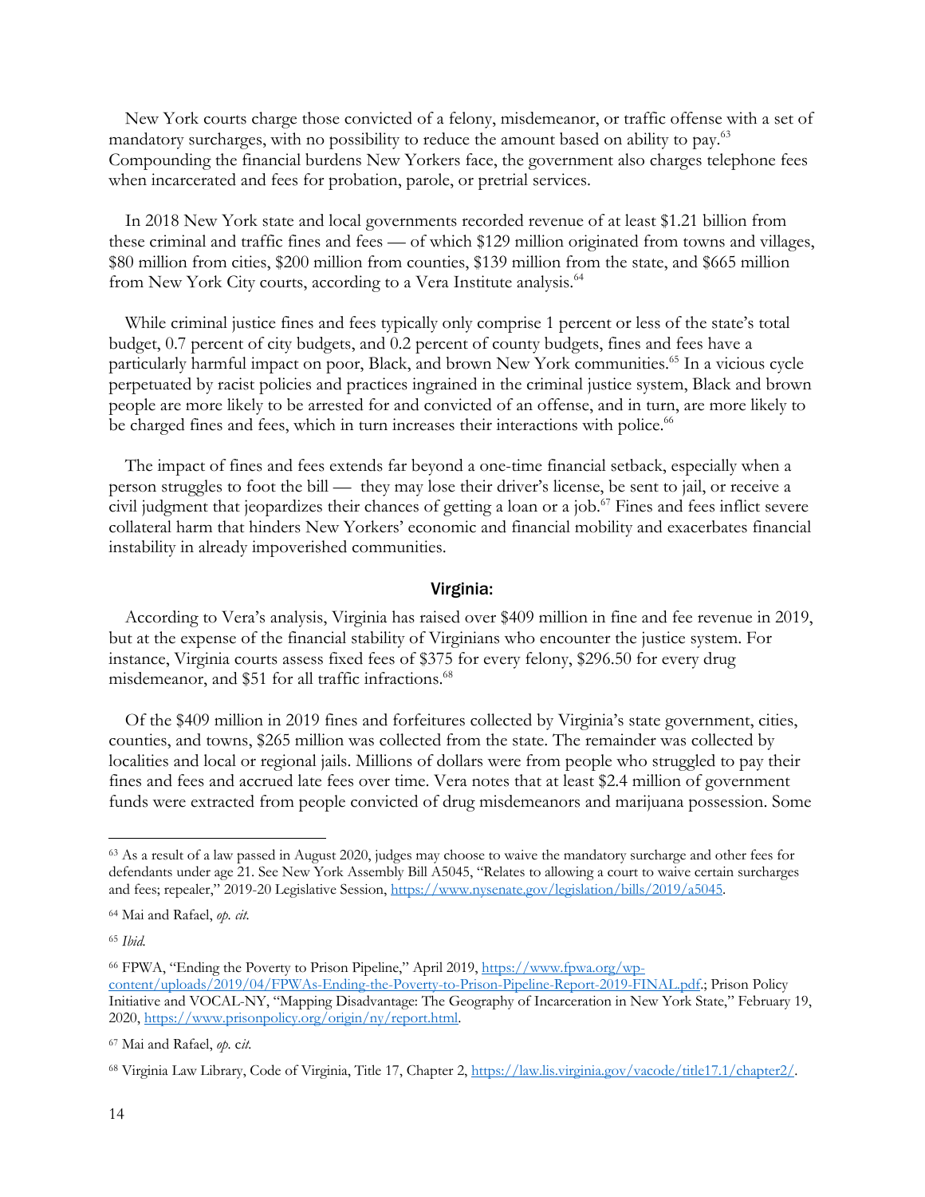New York courts charge those convicted of a felony, misdemeanor, or traffic offense with a set of mandatory surcharges, with no possibility to reduce the amount based on ability to pay.[63] Compounding the financial burdens New Yorkers face, the government also charges telephone fees when incarcerated and fees for probation, parole, or pretrial services.

In 2018 New York state and local governments recorded revenue of at least $1.21 billion from these criminal and traffic fines and fees — of which $129 million originated from towns and villages, $80 million from cities, $200 million from counties, $139 million from the state, and $665 million from New York City courts, according to a Vera Institute analysis.[64]

While criminal justice fines and fees typically only comprise 1 percent or less of the state's total budget, 0.7 percent of city budgets, and 0.2 percent of county budgets, fines and fees have a particularly harmful impact on poor, Black, and brown New York communities.[65] In a vicious cycle perpetuated by racist policies and practices ingrained in the criminal justice system, Black and brown people are more likely to be arrested for and convicted of an offense, and in turn, are more likely to be charged fines and fees, which in turn increases their interactions with police.[66]

The impact of fines and fees extends far beyond a one-time financial setback, especially when a person struggles to foot the bill — they may lose their driver's license, be sent to jail, or receive a civil judgment that jeopardizes their chances of getting a loan or a job.[67] Fines and fees inflict severe collateral harm that hinders New Yorkers' economic and financial mobility and exacerbates financial instability in already impoverished communities.

### Virginia:

According to Vera's analysis, Virginia has raised over $409 million in fine and fee revenue in 2019, but at the expense of the financial stability of Virginians who encounter the justice system. For instance, Virginia courts assess fixed fees of $375 for every felony, $296.50 for every drug misdemeanor, and $51 for all traffic infractions.[68]

Of the $409 million in 2019 fines and forfeitures collected by Virginia's state government, cities, counties, and towns, $265 million was collected from the state. The remainder was collected by localities and local or regional jails. Millions of dollars were from people who struggled to pay their fines and fees and accrued late fees over time. Vera notes that at least $2.4 million of government funds were extracted from people convicted of drug misdemeanors and marijuana possession. Some

---

[63] As a result of a law passed in August 2020, judges may choose to waive the mandatory surcharge and other fees for defendants under age 21. See New York Assembly Bill A5045, "Relates to allowing a court to waive certain surcharges and fees; repealer," 2019-20 Legislative Session, https://www.nysenate.gov/legislation/bills/2019/a5045.

[64] Mai and Rafael, *op. cit.*

[65] *Ibid.*

[66] FPWA, "Ending the Poverty to Prison Pipeline," April 2019, https://www.fpwa.org/wp-content/uploads/2019/04/FPWAs-Ending-the-Poverty-to-Prison-Pipeline-Report-2019-FINAL.pdf.; Prison Policy Initiative and VOCAL-NY, "Mapping Disadvantage: The Geography of Incarceration in New York State," February 19, 2020, https://www.prisonpolicy.org/origin/ny/report.html.

[67] Mai and Rafael, *op. cit.*

[68] Virginia Law Library, Code of Virginia, Title 17, Chapter 2, https://law.lis.virginia.gov/vacode/title17.1/chapter2/.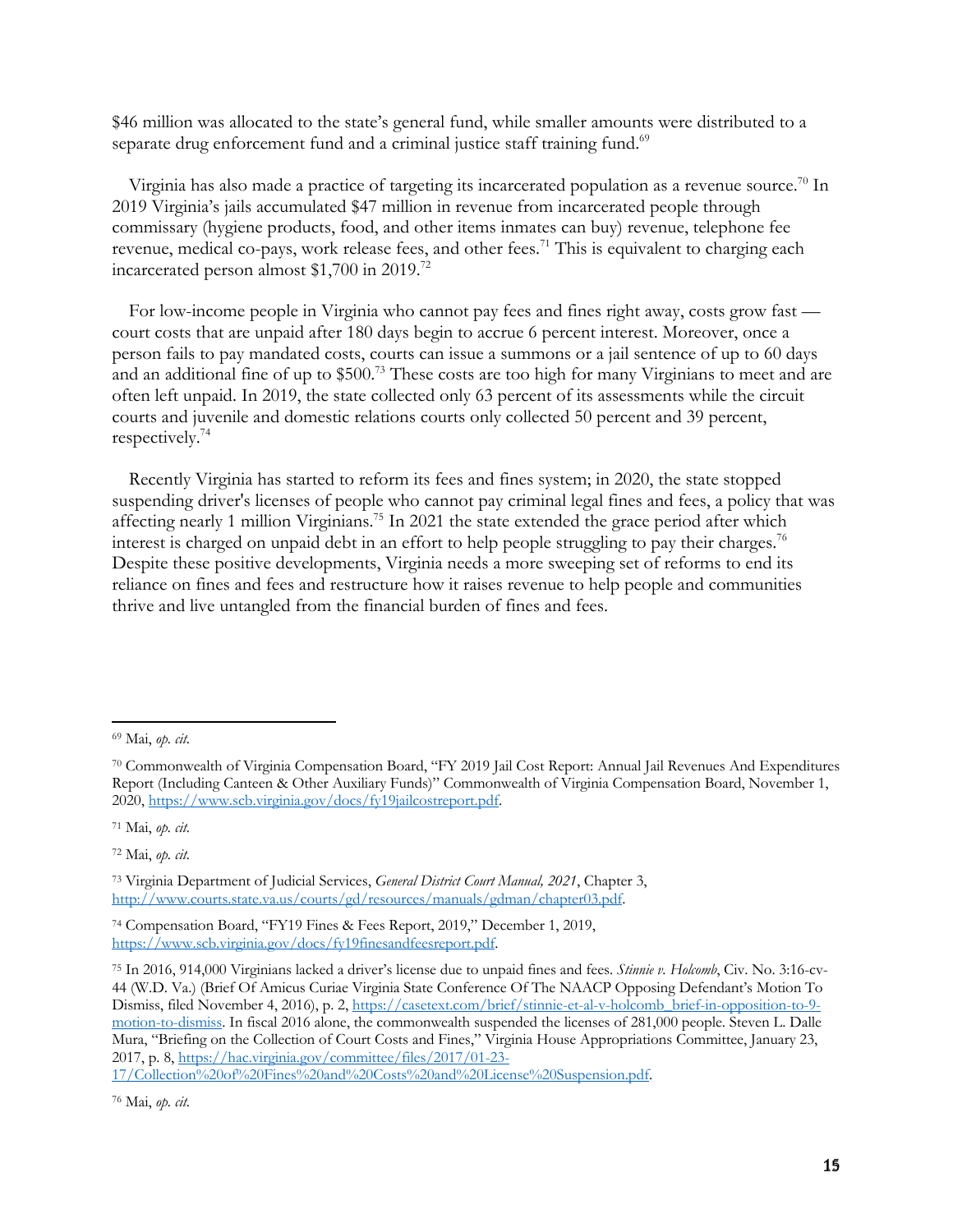$46 million was allocated to the state's general fund, while smaller amounts were distributed to a separate drug enforcement fund and a criminal justice staff training fund.[69]

Virginia has also made a practice of targeting its incarcerated population as a revenue source.[70] In 2019 Virginia's jails accumulated $47 million in revenue from incarcerated people through commissary (hygiene products, food, and other items inmates can buy) revenue, telephone fee revenue, medical co-pays, work release fees, and other fees.[71] This is equivalent to charging each incarcerated person almost $1,700 in 2019.[72]

For low-income people in Virginia who cannot pay fees and fines right away, costs grow fast — court costs that are unpaid after 180 days begin to accrue 6 percent interest. Moreover, once a person fails to pay mandated costs, courts can issue a summons or a jail sentence of up to 60 days and an additional fine of up to $500.[73] These costs are too high for many Virginians to meet and are often left unpaid. In 2019, the state collected only 63 percent of its assessments while the circuit courts and juvenile and domestic relations courts only collected 50 percent and 39 percent, respectively.[74]

Recently Virginia has started to reform its fees and fines system; in 2020, the state stopped suspending driver's licenses of people who cannot pay criminal legal fines and fees, a policy that was affecting nearly 1 million Virginians.[75] In 2021 the state extended the grace period after which interest is charged on unpaid debt in an effort to help people struggling to pay their charges.[76] Despite these positive developments, Virginia needs a more sweeping set of reforms to end its reliance on fines and fees and restructure how it raises revenue to help people and communities thrive and live untangled from the financial burden of fines and fees.

---

[69] Mai, *op. cit.*

[70] Commonwealth of Virginia Compensation Board, "FY 2019 Jail Cost Report: Annual Jail Revenues And Expenditures Report (Including Canteen & Other Auxiliary Funds)" Commonwealth of Virginia Compensation Board, November 1, 2020, https://www.scb.virginia.gov/docs/fy19jailcostreport.pdf.

[71] Mai, *op. cit.*

[72] Mai, *op. cit.*

[73] Virginia Department of Judicial Services, *General District Court Manual, 2021*, Chapter 3, http://www.courts.state.va.us/courts/gd/resources/manuals/gdman/chapter03.pdf.

[74] Compensation Board, "FY19 Fines & Fees Report, 2019," December 1, 2019, https://www.scb.virginia.gov/docs/fy19finesandfeesreport.pdf.

[75] In 2016, 914,000 Virginians lacked a driver's license due to unpaid fines and fees. *Stinnie v. Holcomb*, Civ. No. 3:16-cv-44 (W.D. Va.) (Brief Of Amicus Curiae Virginia State Conference Of The NAACP Opposing Defendant's Motion To Dismiss, filed November 4, 2016), p. 2, https://casetext.com/brief/stinnie-et-al-v-holcomb_brief-in-opposition-to-9-motion-to-dismiss. In fiscal 2016 alone, the commonwealth suspended the licenses of 281,000 people. Steven L. Dalle Mura, "Briefing on the Collection of Court Costs and Fines," Virginia House Appropriations Committee, January 23, 2017, p. 8, https://hac.virginia.gov/committee/files/2017/01-23-17/Collection%20of%20Fines%20and%20Costs%20and%20License%20Suspension.pdf.

[76] Mai, *op. cit.*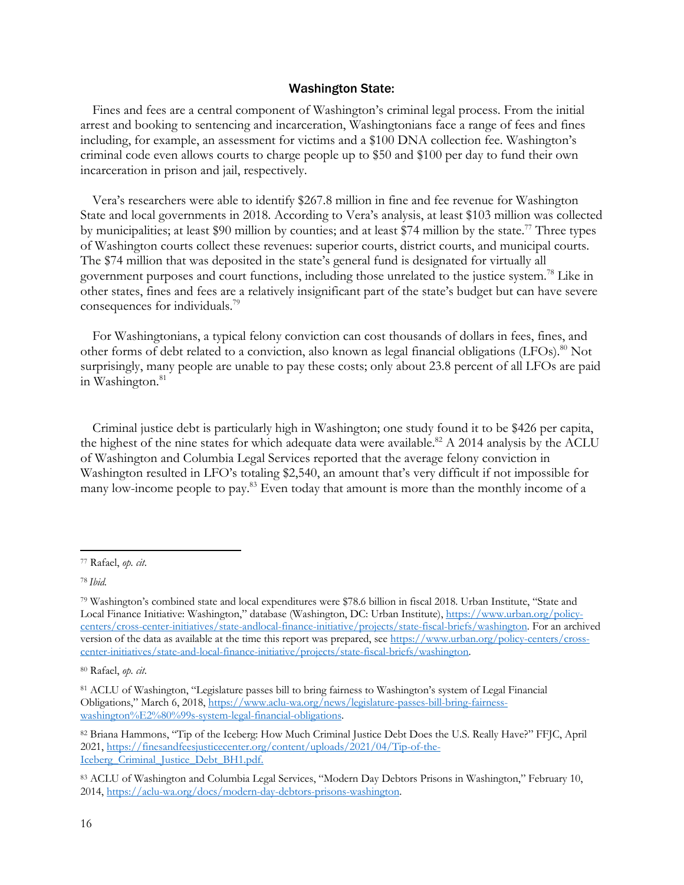### Washington State:

Fines and fees are a central component of Washington's criminal legal process. From the initial arrest and booking to sentencing and incarceration, Washingtonians face a range of fees and fines including, for example, an assessment for victims and a $100 DNA collection fee. Washington's criminal code even allows courts to charge people up to $50 and $100 per day to fund their own incarceration in prison and jail, respectively.

Vera's researchers were able to identify $267.8 million in fine and fee revenue for Washington State and local governments in 2018. According to Vera's analysis, at least $103 million was collected by municipalities; at least $90 million by counties; and at least $74 million by the state.[77] Three types of Washington courts collect these revenues: superior courts, district courts, and municipal courts. The $74 million that was deposited in the state's general fund is designated for virtually all government purposes and court functions, including those unrelated to the justice system.[78] Like in other states, fines and fees are a relatively insignificant part of the state's budget but can have severe consequences for individuals.[79]

For Washingtonians, a typical felony conviction can cost thousands of dollars in fees, fines, and other forms of debt related to a conviction, also known as legal financial obligations (LFOs).[80] Not surprisingly, many people are unable to pay these costs; only about 23.8 percent of all LFOs are paid in Washington.[81]

Criminal justice debt is particularly high in Washington; one study found it to be $426 per capita, the highest of the nine states for which adequate data were available.[82] A 2014 analysis by the ACLU of Washington and Columbia Legal Services reported that the average felony conviction in Washington resulted in LFO's totaling $2,540, an amount that's very difficult if not impossible for many low-income people to pay.[83] Even today that amount is more than the monthly income of a

---

[77] Rafael, *op. cit*.

[78] *Ibid.*

[79] Washington's combined state and local expenditures were $78.6 billion in fiscal 2018. Urban Institute, "State and Local Finance Initiative: Washington," database (Washington, DC: Urban Institute), https://www.urban.org/policy-centers/cross-center-initiatives/state-andlocal-finance-initiative/projects/state-fiscal-briefs/washington. For an archived version of the data as available at the time this report was prepared, see https://www.urban.org/policy-centers/cross-center-initiatives/state-and-local-finance-initiative/projects/state-fiscal-briefs/washington.

[80] Rafael, *op. cit*.

[81] ACLU of Washington, "Legislature passes bill to bring fairness to Washington's system of Legal Financial Obligations," March 6, 2018, https://www.aclu-wa.org/news/legislature-passes-bill-bring-fairness-washington%E2%80%99s-system-legal-financial-obligations.

[82] Briana Hammons, "Tip of the Iceberg: How Much Criminal Justice Debt Does the U.S. Really Have?" FFJC, April 2021, https://finesandfeesjusticecenter.org/content/uploads/2021/04/Tip-of-the-Iceberg_Criminal_Justice_Debt_BH1.pdf.

[83] ACLU of Washington and Columbia Legal Services, "Modern Day Debtors Prisons in Washington," February 10, 2014, https://aclu-wa.org/docs/modern-day-debtors-prisons-washington.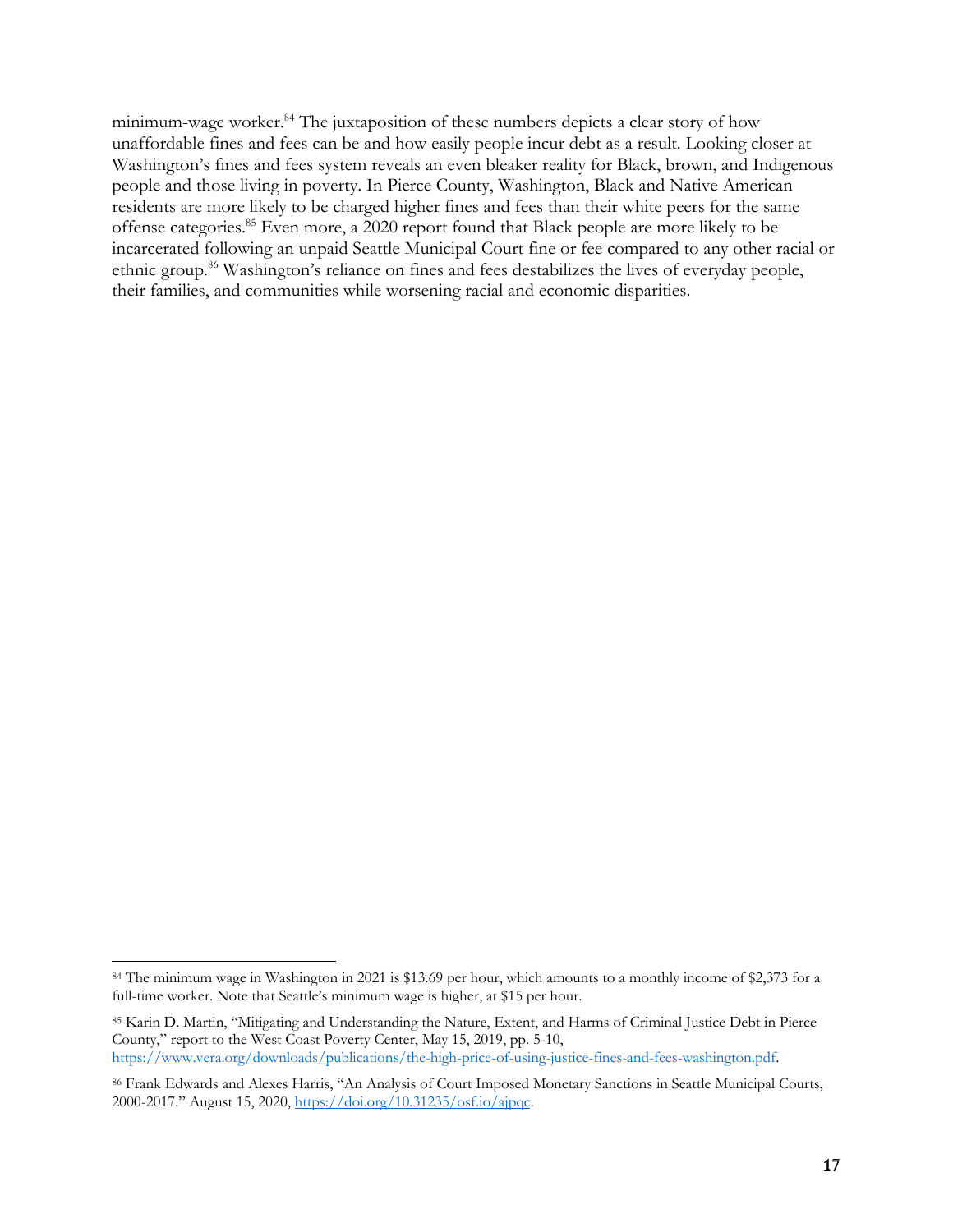minimum-wage worker.[84] The juxtaposition of these numbers depicts a clear story of how unaffordable fines and fees can be and how easily people incur debt as a result. Looking closer at Washington's fines and fees system reveals an even bleaker reality for Black, brown, and Indigenous people and those living in poverty. In Pierce County, Washington, Black and Native American residents are more likely to be charged higher fines and fees than their white peers for the same offense categories.[85] Even more, a 2020 report found that Black people are more likely to be incarcerated following an unpaid Seattle Municipal Court fine or fee compared to any other racial or ethnic group.[86] Washington's reliance on fines and fees destabilizes the lives of everyday people, their families, and communities while worsening racial and economic disparities.

---

[84] The minimum wage in Washington in 2021 is $13.69 per hour, which amounts to a monthly income of $2,373 for a full-time worker. Note that Seattle's minimum wage is higher, at $15 per hour.

[85] Karin D. Martin, "Mitigating and Understanding the Nature, Extent, and Harms of Criminal Justice Debt in Pierce County," report to the West Coast Poverty Center, May 15, 2019, pp. 5-10, https://www.vera.org/downloads/publications/the-high-price-of-using-justice-fines-and-fees-washington.pdf.

[86] Frank Edwards and Alexes Harris, "An Analysis of Court Imposed Monetary Sanctions in Seattle Municipal Courts, 2000-2017." August 15, 2020, https://doi.org/10.31235/osf.io/ajpqc.